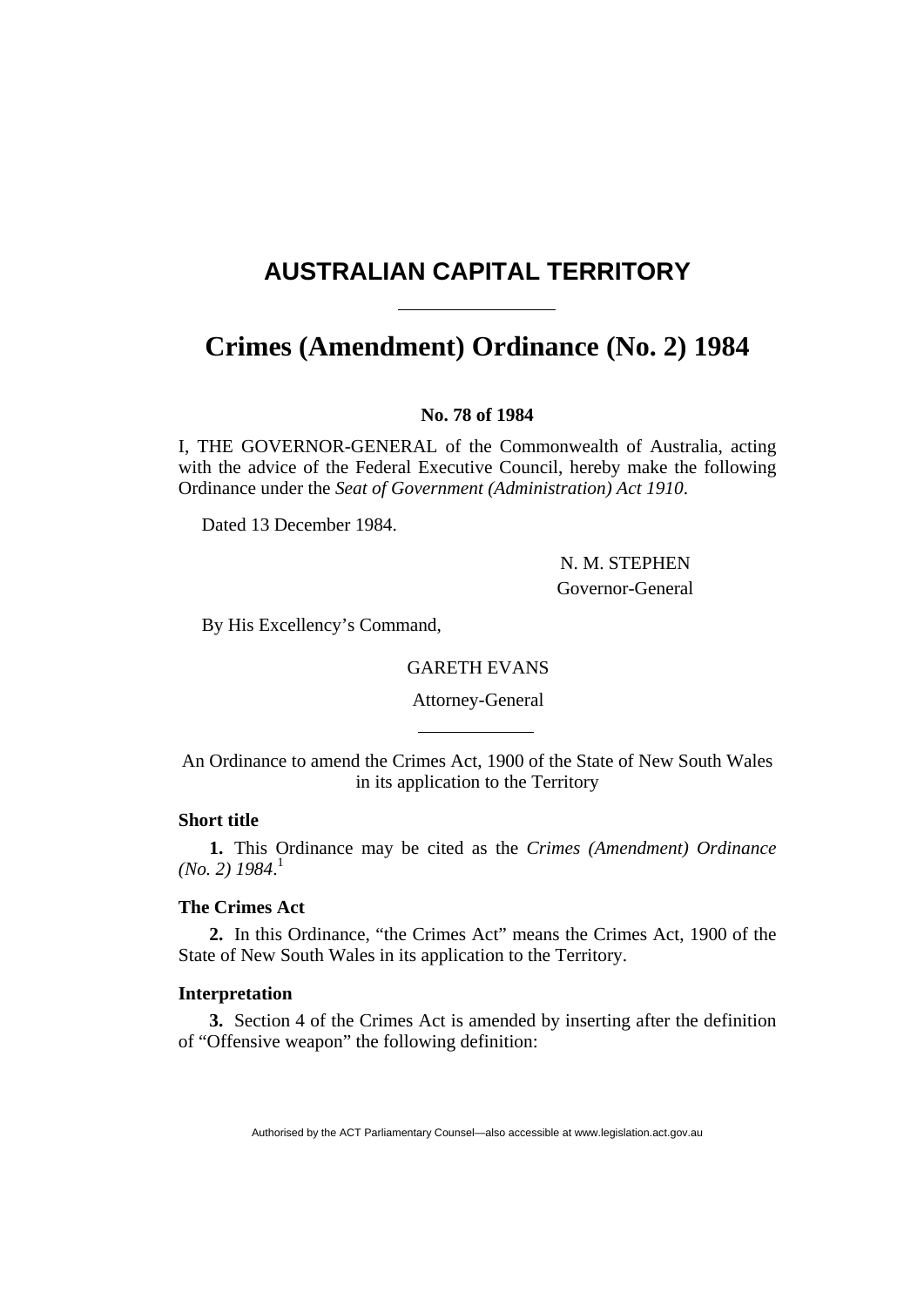# AUSTRALIAN CAPITAL TERRITORY

## Crimes (Amendment) Ordinance (No. 2) 1984

**No. 78 of 1984**

I, THE GOVERNOR-GENERAL of the Commonwealth of Australia, acting with the advice of the Federal Executive Council, hereby make the following Ordinance under the *Seat of Government (Administration) Act 1910*.

Dated 13 December 1984.

N. M. STEPHEN
Governor-General

By His Excellency's Command,

GARETH EVANS
Attorney-General

An Ordinance to amend the Crimes Act, 1900 of the State of New South Wales in its application to the Territory

**Short title**

**1.** This Ordinance may be cited as the *Crimes (Amendment) Ordinance (No. 2) 1984*.[1]

**The Crimes Act**

**2.** In this Ordinance, "the Crimes Act" means the Crimes Act, 1900 of the State of New South Wales in its application to the Territory.

**Interpretation**

**3.** Section 4 of the Crimes Act is amended by inserting after the definition of "Offensive weapon" the following definition: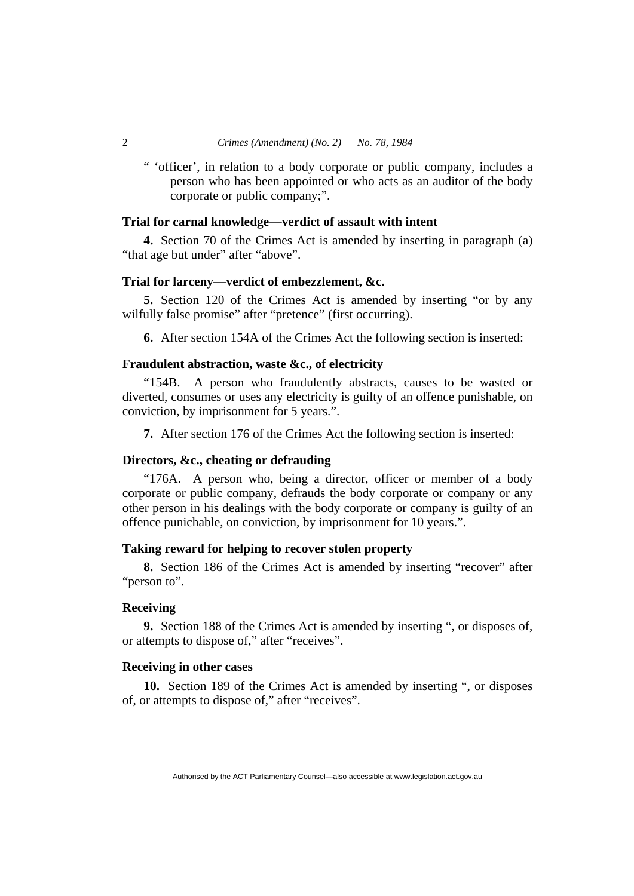" 'officer', in relation to a body corporate or public company, includes a person who has been appointed or who acts as an auditor of the body corporate or public company;".

**Trial for carnal knowledge—verdict of assault with intent**

**4.** Section 70 of the Crimes Act is amended by inserting in paragraph (a) "that age but under" after "above".

**Trial for larceny—verdict of embezzlement, &c.**

**5.** Section 120 of the Crimes Act is amended by inserting "or by any wilfully false promise" after "pretence" (first occurring).

**6.** After section 154A of the Crimes Act the following section is inserted:

**Fraudulent abstraction, waste &c., of electricity**

"154B. A person who fraudulently abstracts, causes to be wasted or diverted, consumes or uses any electricity is guilty of an offence punishable, on conviction, by imprisonment for 5 years.".

**7.** After section 176 of the Crimes Act the following section is inserted:

**Directors, &c., cheating or defrauding**

"176A. A person who, being a director, officer or member of a body corporate or public company, defrauds the body corporate or company or any other person in his dealings with the body corporate or company is guilty of an offence punishable, on conviction, by imprisonment for 10 years.".

**Taking reward for helping to recover stolen property**

**8.** Section 186 of the Crimes Act is amended by inserting "recover" after "person to".

**Receiving**

**9.** Section 188 of the Crimes Act is amended by inserting ", or disposes of, or attempts to dispose of," after "receives".

**Receiving in other cases**

**10.** Section 189 of the Crimes Act is amended by inserting ", or disposes of, or attempts to dispose of," after "receives".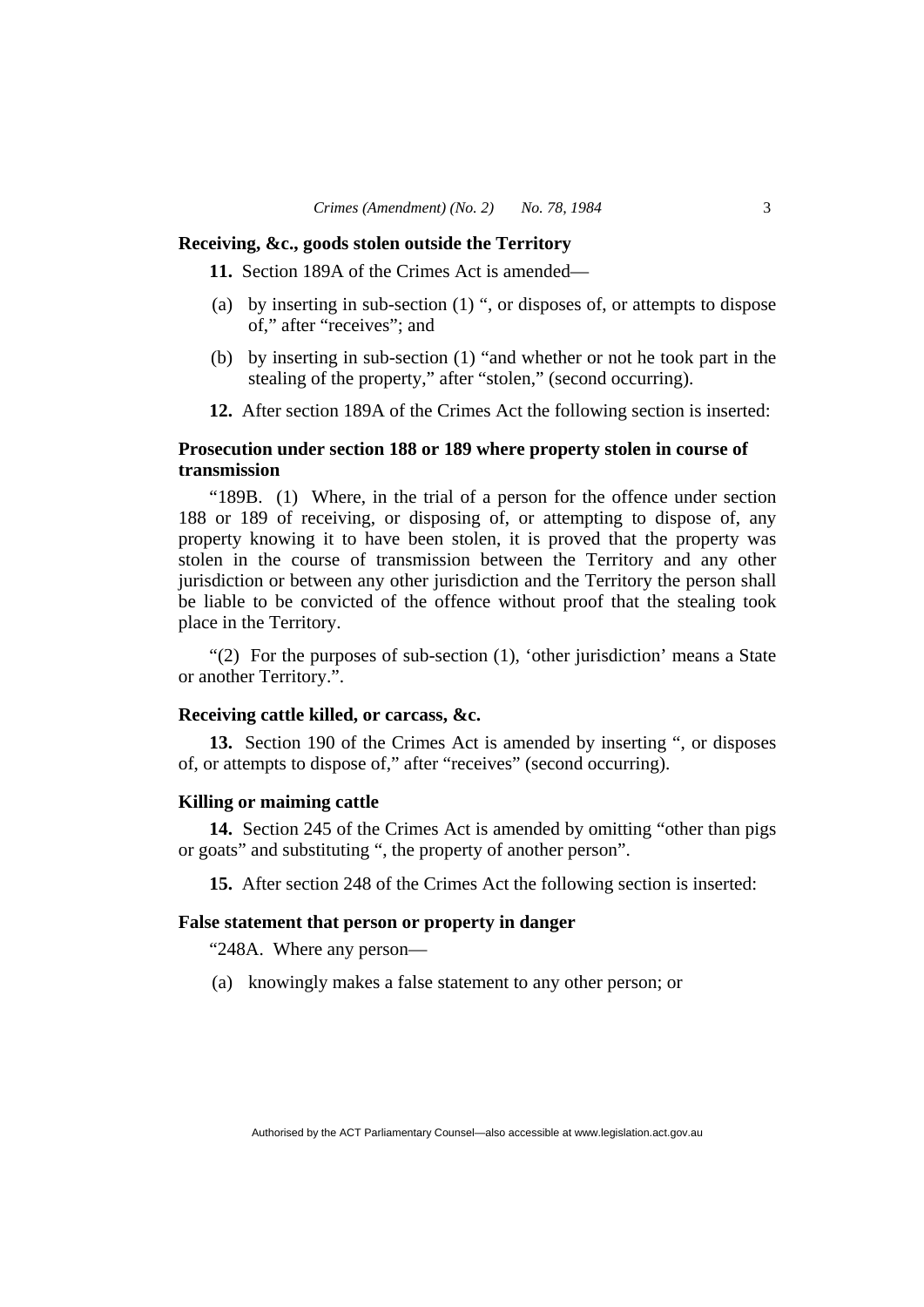### Receiving, &c., goods stolen outside the Territory

**11.** Section 189A of the Crimes Act is amended—

(a) by inserting in sub-section (1) ", or disposes of, or attempts to dispose of," after "receives"; and

(b) by inserting in sub-section (1) "and whether or not he took part in the stealing of the property," after "stolen," (second occurring).

**12.** After section 189A of the Crimes Act the following section is inserted:

### Prosecution under section 188 or 189 where property stolen in course of transmission

"189B. (1) Where, in the trial of a person for the offence under section 188 or 189 of receiving, or disposing of, or attempting to dispose of, any property knowing it to have been stolen, it is proved that the property was stolen in the course of transmission between the Territory and any other jurisdiction or between any other jurisdiction and the Territory the person shall be liable to be convicted of the offence without proof that the stealing took place in the Territory.

"(2) For the purposes of sub-section (1), 'other jurisdiction' means a State or another Territory.".

### Receiving cattle killed, or carcass, &c.

**13.** Section 190 of the Crimes Act is amended by inserting ", or disposes of, or attempts to dispose of," after "receives" (second occurring).

### Killing or maiming cattle

**14.** Section 245 of the Crimes Act is amended by omitting "other than pigs or goats" and substituting ", the property of another person".

**15.** After section 248 of the Crimes Act the following section is inserted:

### False statement that person or property in danger

"248A. Where any person—

(a) knowingly makes a false statement to any other person; or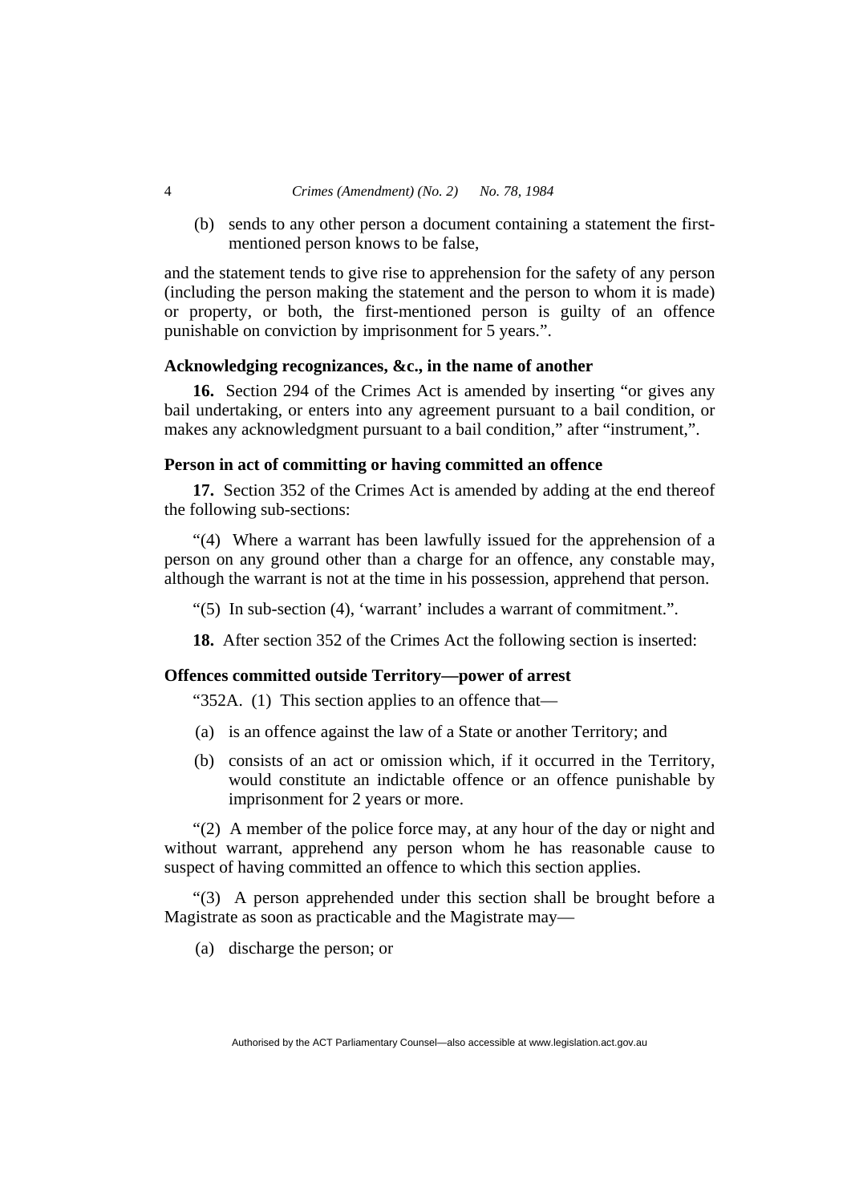(b) sends to any other person a document containing a statement the first-mentioned person knows to be false,

and the statement tends to give rise to apprehension for the safety of any person (including the person making the statement and the person to whom it is made) or property, or both, the first-mentioned person is guilty of an offence punishable on conviction by imprisonment for 5 years.".

**Acknowledging recognizances, &c., in the name of another**

**16.** Section 294 of the Crimes Act is amended by inserting "or gives any bail undertaking, or enters into any agreement pursuant to a bail condition, or makes any acknowledgment pursuant to a bail condition," after "instrument,".

**Person in act of committing or having committed an offence**

**17.** Section 352 of the Crimes Act is amended by adding at the end thereof the following sub-sections:

"(4) Where a warrant has been lawfully issued for the apprehension of a person on any ground other than a charge for an offence, any constable may, although the warrant is not at the time in his possession, apprehend that person.

"(5) In sub-section (4), 'warrant' includes a warrant of commitment.".

**18.** After section 352 of the Crimes Act the following section is inserted:

**Offences committed outside Territory—power of arrest**

"352A. (1) This section applies to an offence that—

(a) is an offence against the law of a State or another Territory; and

(b) consists of an act or omission which, if it occurred in the Territory, would constitute an indictable offence or an offence punishable by imprisonment for 2 years or more.

"(2) A member of the police force may, at any hour of the day or night and without warrant, apprehend any person whom he has reasonable cause to suspect of having committed an offence to which this section applies.

"(3) A person apprehended under this section shall be brought before a Magistrate as soon as practicable and the Magistrate may—

(a) discharge the person; or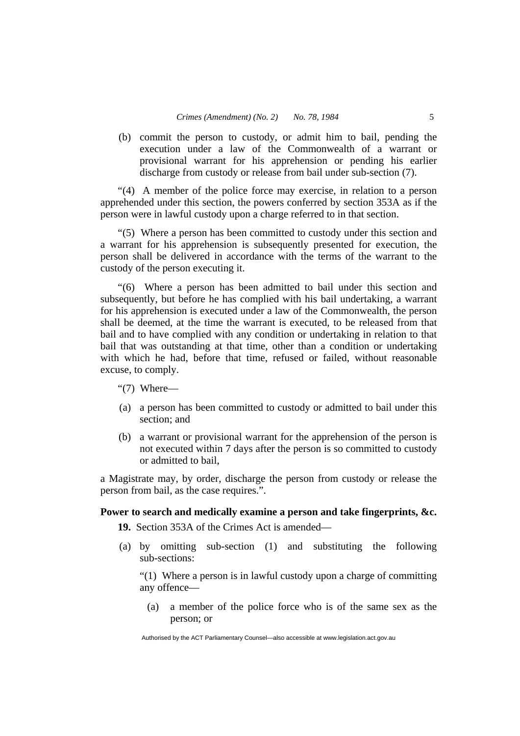(b) commit the person to custody, or admit him to bail, pending the execution under a law of the Commonwealth of a warrant or provisional warrant for his apprehension or pending his earlier discharge from custody or release from bail under sub-section (7).

"(4) A member of the police force may exercise, in relation to a person apprehended under this section, the powers conferred by section 353A as if the person were in lawful custody upon a charge referred to in that section.

"(5) Where a person has been committed to custody under this section and a warrant for his apprehension is subsequently presented for execution, the person shall be delivered in accordance with the terms of the warrant to the custody of the person executing it.

"(6) Where a person has been admitted to bail under this section and subsequently, but before he has complied with his bail undertaking, a warrant for his apprehension is executed under a law of the Commonwealth, the person shall be deemed, at the time the warrant is executed, to be released from that bail and to have complied with any condition or undertaking in relation to that bail that was outstanding at that time, other than a condition or undertaking with which he had, before that time, refused or failed, without reasonable excuse, to comply.

"(7) Where—

(a) a person has been committed to custody or admitted to bail under this section; and

(b) a warrant or provisional warrant for the apprehension of the person is not executed within 7 days after the person is so committed to custody or admitted to bail,

a Magistrate may, by order, discharge the person from custody or release the person from bail, as the case requires.".

**Power to search and medically examine a person and take fingerprints, &c.**

**19.** Section 353A of the Crimes Act is amended—

(a) by omitting sub-section (1) and substituting the following sub-sections:

"(1) Where a person is in lawful custody upon a charge of committing any offence—

(a) a member of the police force who is of the same sex as the person; or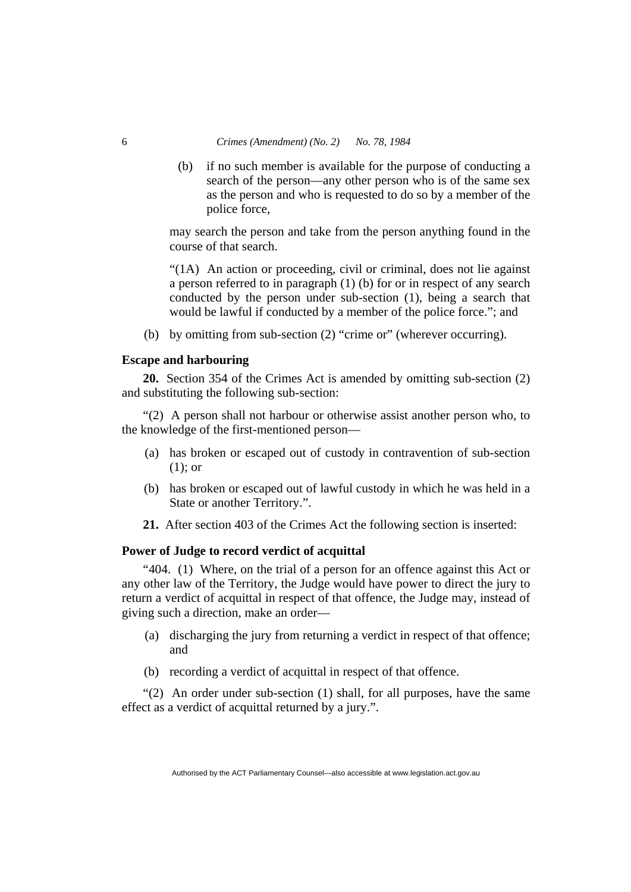(b) if no such member is available for the purpose of conducting a search of the person—any other person who is of the same sex as the person and who is requested to do so by a member of the police force,

may search the person and take from the person anything found in the course of that search.

"(1A) An action or proceeding, civil or criminal, does not lie against a person referred to in paragraph (1) (b) for or in respect of any search conducted by the person under sub-section (1), being a search that would be lawful if conducted by a member of the police force."; and

(b) by omitting from sub-section (2) "crime or" (wherever occurring).

**Escape and harbouring**

**20.** Section 354 of the Crimes Act is amended by omitting sub-section (2) and substituting the following sub-section:

"(2) A person shall not harbour or otherwise assist another person who, to the knowledge of the first-mentioned person—

(a) has broken or escaped out of custody in contravention of sub-section (1); or

(b) has broken or escaped out of lawful custody in which he was held in a State or another Territory.".

**21.** After section 403 of the Crimes Act the following section is inserted:

**Power of Judge to record verdict of acquittal**

"404. (1) Where, on the trial of a person for an offence against this Act or any other law of the Territory, the Judge would have power to direct the jury to return a verdict of acquittal in respect of that offence, the Judge may, instead of giving such a direction, make an order—

(a) discharging the jury from returning a verdict in respect of that offence; and

(b) recording a verdict of acquittal in respect of that offence.

"(2) An order under sub-section (1) shall, for all purposes, have the same effect as a verdict of acquittal returned by a jury.".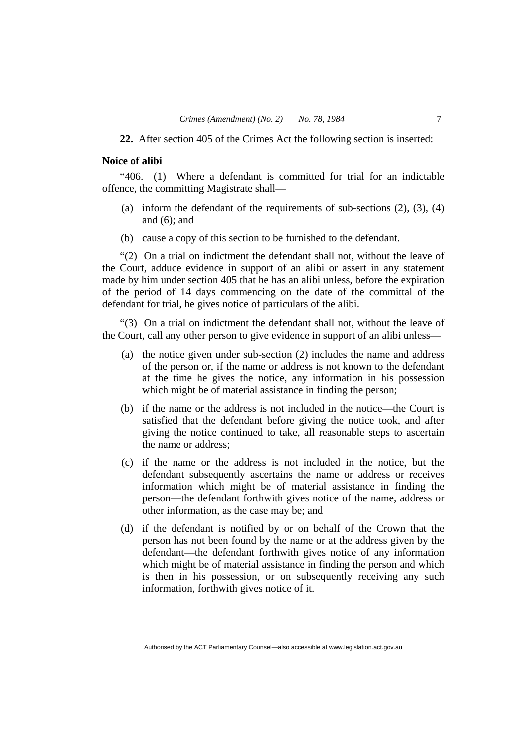**22.** After section 405 of the Crimes Act the following section is inserted:

**Noice of alibi**

"406. (1) Where a defendant is committed for trial for an indictable offence, the committing Magistrate shall—

(a) inform the defendant of the requirements of sub-sections (2), (3), (4) and (6); and

(b) cause a copy of this section to be furnished to the defendant.

"(2) On a trial on indictment the defendant shall not, without the leave of the Court, adduce evidence in support of an alibi or assert in any statement made by him under section 405 that he has an alibi unless, before the expiration of the period of 14 days commencing on the date of the committal of the defendant for trial, he gives notice of particulars of the alibi.

"(3) On a trial on indictment the defendant shall not, without the leave of the Court, call any other person to give evidence in support of an alibi unless—

(a) the notice given under sub-section (2) includes the name and address of the person or, if the name or address is not known to the defendant at the time he gives the notice, any information in his possession which might be of material assistance in finding the person;

(b) if the name or the address is not included in the notice—the Court is satisfied that the defendant before giving the notice took, and after giving the notice continued to take, all reasonable steps to ascertain the name or address;

(c) if the name or the address is not included in the notice, but the defendant subsequently ascertains the name or address or receives information which might be of material assistance in finding the person—the defendant forthwith gives notice of the name, address or other information, as the case may be; and

(d) if the defendant is notified by or on behalf of the Crown that the person has not been found by the name or at the address given by the defendant—the defendant forthwith gives notice of any information which might be of material assistance in finding the person and which is then in his possession, or on subsequently receiving any such information, forthwith gives notice of it.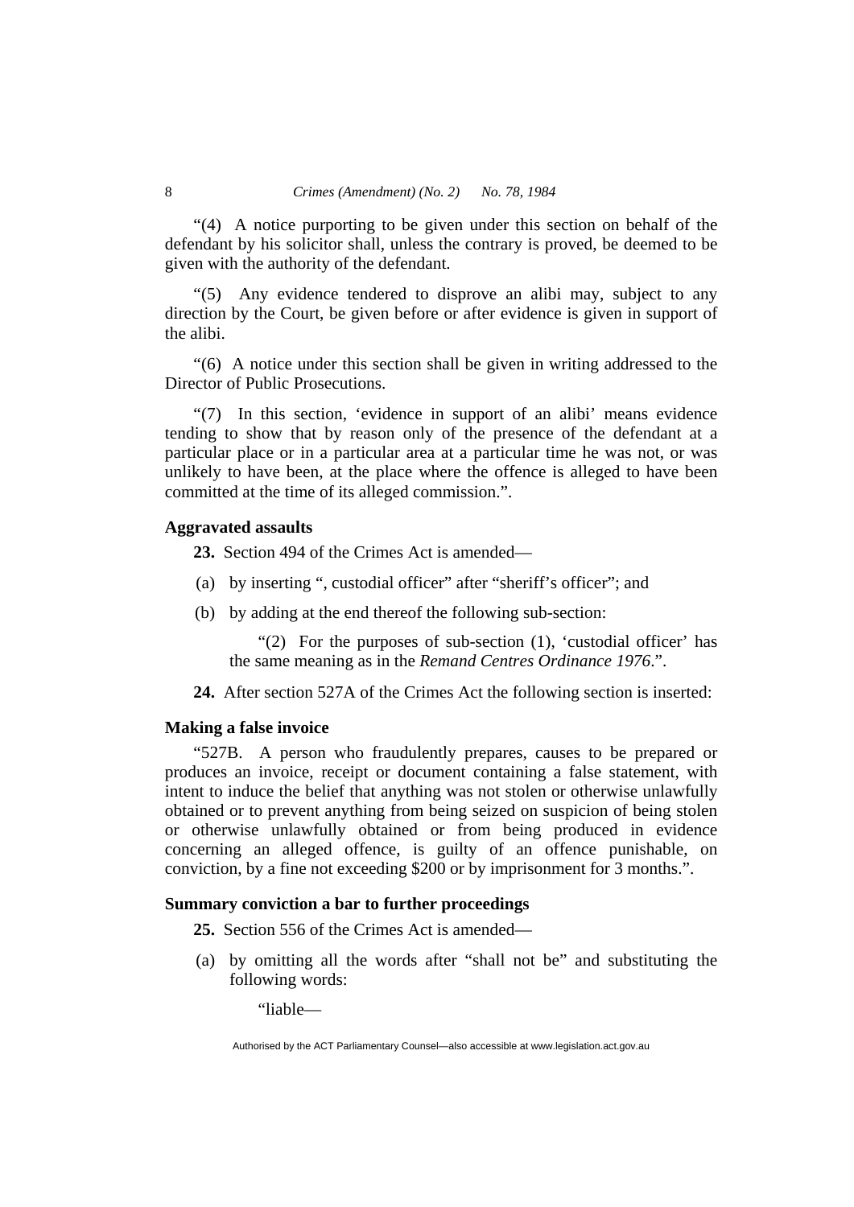"(4) A notice purporting to be given under this section on behalf of the defendant by his solicitor shall, unless the contrary is proved, be deemed to be given with the authority of the defendant.

"(5) Any evidence tendered to disprove an alibi may, subject to any direction by the Court, be given before or after evidence is given in support of the alibi.

"(6) A notice under this section shall be given in writing addressed to the Director of Public Prosecutions.

"(7) In this section, 'evidence in support of an alibi' means evidence tending to show that by reason only of the presence of the defendant at a particular place or in a particular area at a particular time he was not, or was unlikely to have been, at the place where the offence is alleged to have been committed at the time of its alleged commission.".

**Aggravated assaults**

**23.** Section 494 of the Crimes Act is amended—

(a) by inserting ", custodial officer" after "sheriff's officer"; and

(b) by adding at the end thereof the following sub-section:

"(2) For the purposes of sub-section (1), 'custodial officer' has the same meaning as in the *Remand Centres Ordinance 1976*.".

**24.** After section 527A of the Crimes Act the following section is inserted:

**Making a false invoice**

"527B. A person who fraudulently prepares, causes to be prepared or produces an invoice, receipt or document containing a false statement, with intent to induce the belief that anything was not stolen or otherwise unlawfully obtained or to prevent anything from being seized on suspicion of being stolen or otherwise unlawfully obtained or from being produced in evidence concerning an alleged offence, is guilty of an offence punishable, on conviction, by a fine not exceeding $200 or by imprisonment for 3 months.".

**Summary conviction a bar to further proceedings**

**25.** Section 556 of the Crimes Act is amended—

(a) by omitting all the words after "shall not be" and substituting the following words:

"liable—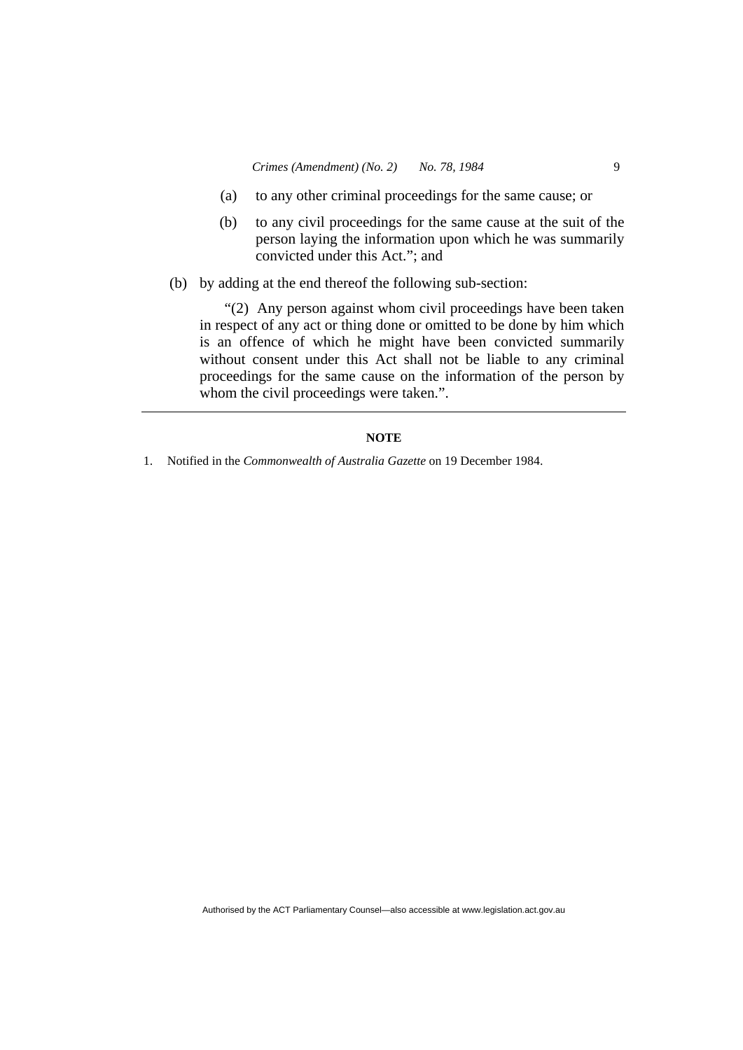(a) to any other criminal proceedings for the same cause; or

(b) to any civil proceedings for the same cause at the suit of the person laying the information upon which he was summarily convicted under this Act."; and

(b) by adding at the end thereof the following sub-section:

"(2) Any person against whom civil proceedings have been taken in respect of any act or thing done or omitted to be done by him which is an offence of which he might have been convicted summarily without consent under this Act shall not be liable to any criminal proceedings for the same cause on the information of the person by whom the civil proceedings were taken.".

---

**NOTE**

1. Notified in the *Commonwealth of Australia Gazette* on 19 December 1984.